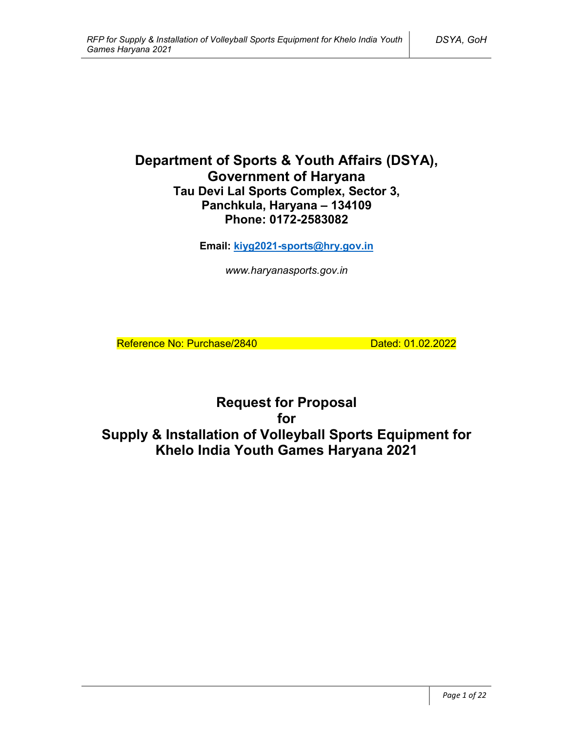# Department of Sports & Youth Affairs (DSYA), Government of Haryana

**Tau Devi Lal Sports Complex, Sector 3,**
**Panchkula, Haryana – 134109**
**Phone: 0172-2583082**

**Email: kiyg2021-sports@hry.gov.in**

*www.haryanasports.gov.in*

Reference No: Purchase/2840 Dated: 01.02.2022

# Request for Proposal for Supply & Installation of Volleyball Sports Equipment for Khelo India Youth Games Haryana 2021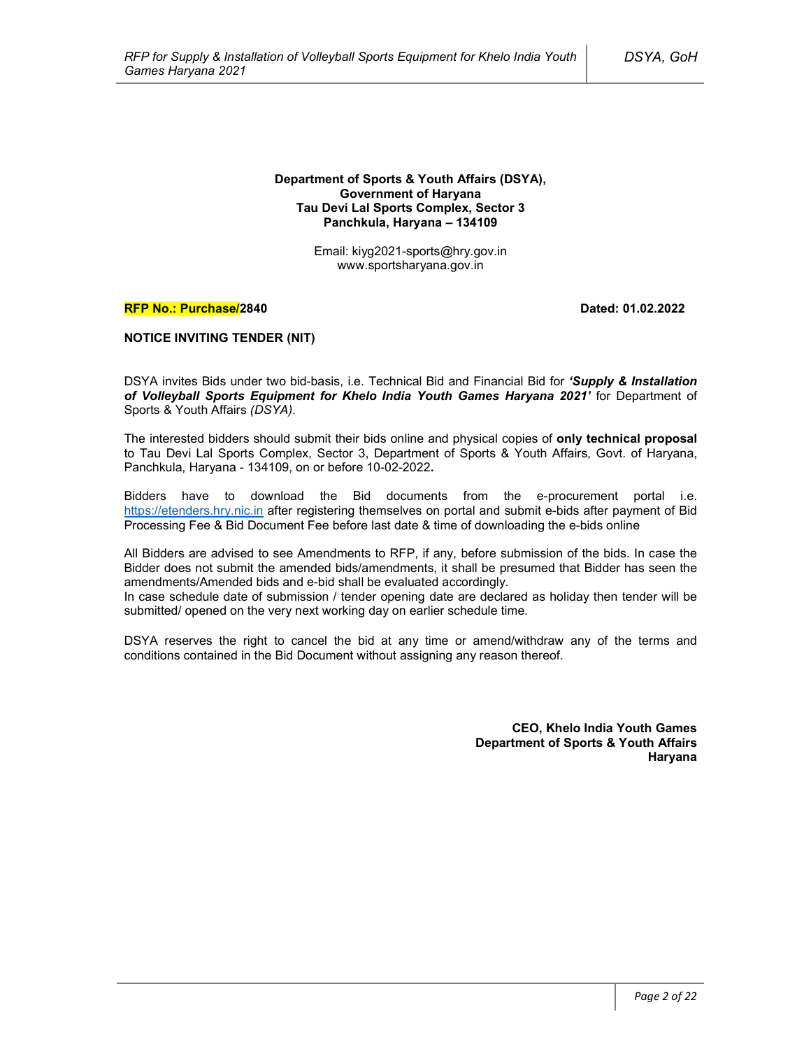**Department of Sports & Youth Affairs (DSYA),**
**Government of Haryana**
**Tau Devi Lal Sports Complex, Sector 3**
**Panchkula, Haryana – 134109**

Email: kiyg2021-sports@hry.gov.in
www.sportsharyana.gov.in

**RFP No.: Purchase/2840** **Dated: 01.02.2022**

**NOTICE INVITING TENDER (NIT)**

DSYA invites Bids under two bid-basis, i.e. Technical Bid and Financial Bid for ***'Supply & Installation of Volleyball Sports Equipment for Khelo India Youth Games Haryana 2021'*** for Department of Sports & Youth Affairs *(DSYA)*.

The interested bidders should submit their bids online and physical copies of **only technical proposal** to Tau Devi Lal Sports Complex, Sector 3, Department of Sports & Youth Affairs, Govt. of Haryana, Panchkula, Haryana - 134109, on or before 10-02-2022**.**

Bidders have to download the Bid documents from the e-procurement portal i.e. https://etenders.hry.nic.in after registering themselves on portal and submit e-bids after payment of Bid Processing Fee & Bid Document Fee before last date & time of downloading the e-bids online

All Bidders are advised to see Amendments to RFP, if any, before submission of the bids. In case the Bidder does not submit the amended bids/amendments, it shall be presumed that Bidder has seen the amendments/Amended bids and e-bid shall be evaluated accordingly.
In case schedule date of submission / tender opening date are declared as holiday then tender will be submitted/ opened on the very next working day on earlier schedule time.

DSYA reserves the right to cancel the bid at any time or amend/withdraw any of the terms and conditions contained in the Bid Document without assigning any reason thereof.

**CEO, Khelo India Youth Games**
**Department of Sports & Youth Affairs**
**Haryana**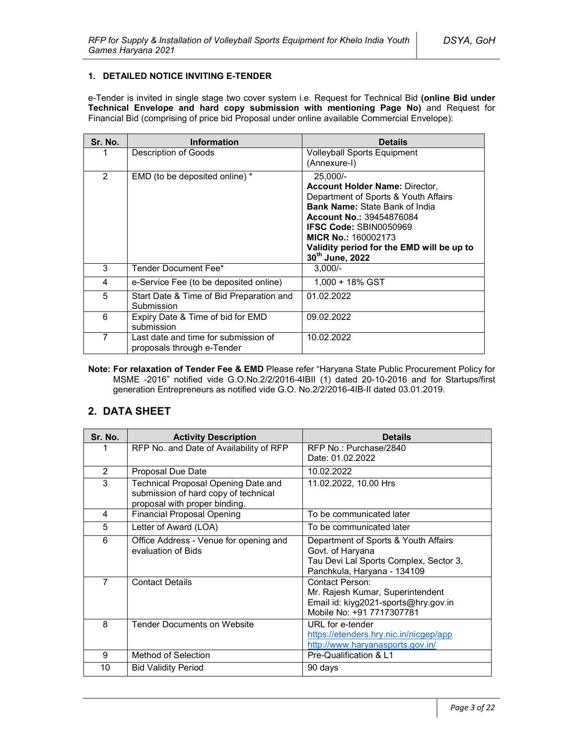### 1. DETAILED NOTICE INVITING E-TENDER

e-Tender is invited in single stage two cover system i.e. Request for Technical Bid **(online Bid under Technical Envelope and hard copy submission with mentioning Page No)** and Request for Financial Bid (comprising of price bid Proposal under online available Commercial Envelope):

| Sr. No. | Information | Details |
|---|---|---|
| 1 | Description of Goods | Volleyball Sports Equipment (Annexure-I) |
| 2 | EMD (to be deposited online) * | 25,000/-<br>**Account Holder Name:** Director, Department of Sports & Youth Affairs<br>**Bank Name:** State Bank of India<br>**Account No.:** 39454876084<br>**IFSC Code:** SBIN0050969<br>**MICR No.:** 160002173<br>**Validity period for the EMD will be up to 30th June, 2022** |
| 3 | Tender Document Fee* | 3,000/- |
| 4 | e-Service Fee (to be deposited online) | 1,000 + 18% GST |
| 5 | Start Date & Time of Bid Preparation and Submission | 01.02.2022 |
| 6 | Expiry Date & Time of bid for EMD submission | 09.02.2022 |
| 7 | Last date and time for submission of proposals through e-Tender | 10.02.2022 |

**Note: For relaxation of Tender Fee & EMD** Please refer "Haryana State Public Procurement Policy for MSME -2016" notified vide G.O.No.2/2/2016-4IBII (1) dated 20-10-2016 and for Startups/first generation Entrepreneurs as notified vide G.O. No.2/2/2016-4IB-II dated 03.01.2019.

## 2. DATA SHEET

| Sr. No. | Activity Description | Details |
|---|---|---|
| 1 | RFP No. and Date of Availability of RFP | RFP No.: Purchase/2840<br>Date: 01.02.2022 |
| 2 | Proposal Due Date | 10.02.2022 |
| 3 | Technical Proposal Opening Date and submission of hard copy of technical proposal with proper binding. | 11.02.2022, 10.00 Hrs |
| 4 | Financial Proposal Opening | To be communicated later |
| 5 | Letter of Award (LOA) | To be communicated later |
| 6 | Office Address - Venue for opening and evaluation of Bids | Department of Sports & Youth Affairs<br>Govt. of Haryana<br>Tau Devi Lal Sports Complex, Sector 3, Panchkula, Haryana - 134109 |
| 7 | Contact Details | Contact Person:<br>Mr. Rajesh Kumar, Superintendent<br>Email id: kiyg2021-sports@hry.gov.in<br>Mobile No: +91 7717307781 |
| 8 | Tender Documents on Website | URL for e-tender<br>https://etenders.hry.nic.in/nicgep/app<br>http://www.haryanasports.gov.in/ |
| 9 | Method of Selection | Pre-Qualification & L1 |
| 10 | Bid Validity Period | 90 days |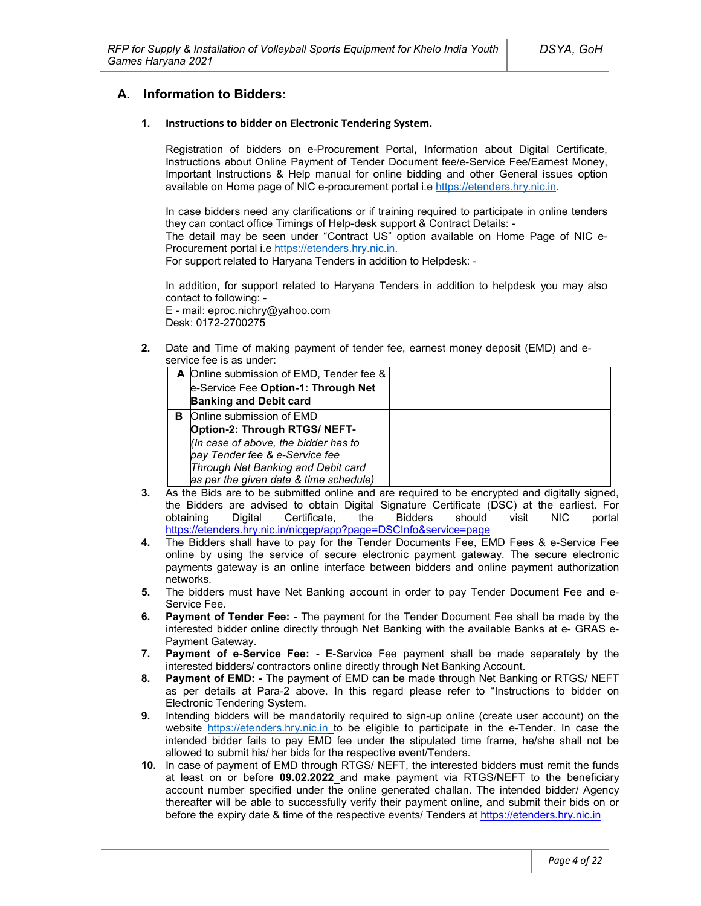## A. Information to Bidders:

### 1. Instructions to bidder on Electronic Tendering System.

Registration of bidders on e-Procurement Portal**,** Information about Digital Certificate, Instructions about Online Payment of Tender Document fee/e-Service Fee/Earnest Money, Important Instructions & Help manual for online bidding and other General issues option available on Home page of NIC e-procurement portal i.e https://etenders.hry.nic.in.

In case bidders need any clarifications or if training required to participate in online tenders they can contact office Timings of Help-desk support & Contract Details: -
The detail may be seen under "Contract US" option available on Home Page of NIC e-Procurement portal i.e https://etenders.hry.nic.in.
For support related to Haryana Tenders in addition to Helpdesk: -

In addition, for support related to Haryana Tenders in addition to helpdesk you may also contact to following: -
E - mail: eproc.nichry@yahoo.com
Desk: 0172-2700275

2. Date and Time of making payment of tender fee, earnest money deposit (EMD) and e-service fee is as under:

| | | |
|---|---|---|
| **A** | Online submission of EMD, Tender fee & e-Service Fee **Option-1: Through Net Banking and Debit card** | |
| **B** | Online submission of EMD **Option-2: Through RTGS/ NEFT-** *(In case of above, the bidder has to pay Tender fee & e-Service fee Through Net Banking and Debit card as per the given date & time schedule)* | |

3. As the Bids are to be submitted online and are required to be encrypted and digitally signed, the Bidders are advised to obtain Digital Signature Certificate (DSC) at the earliest. For obtaining Digital Certificate, the Bidders should visit NIC portal https://etenders.hry.nic.in/nicgep/app?page=DSCInfo&service=page
4. The Bidders shall have to pay for the Tender Documents Fee, EMD Fees & e-Service Fee online by using the service of secure electronic payment gateway. The secure electronic payments gateway is an online interface between bidders and online payment authorization networks.
5. The bidders must have Net Banking account in order to pay Tender Document Fee and e-Service Fee.
6. **Payment of Tender Fee: -** The payment for the Tender Document Fee shall be made by the interested bidder online directly through Net Banking with the available Banks at e- GRAS e-Payment Gateway.
7. **Payment of e-Service Fee: -** E-Service Fee payment shall be made separately by the interested bidders/ contractors online directly through Net Banking Account.
8. **Payment of EMD: -** The payment of EMD can be made through Net Banking or RTGS/ NEFT as per details at Para-2 above. In this regard please refer to "Instructions to bidder on Electronic Tendering System.
9. Intending bidders will be mandatorily required to sign-up online (create user account) on the website https://etenders.hry.nic.in to be eligible to participate in the e-Tender. In case the intended bidder fails to pay EMD fee under the stipulated time frame, he/she shall not be allowed to submit his/ her bids for the respective event/Tenders.
10. In case of payment of EMD through RTGS/ NEFT, the interested bidders must remit the funds at least on or before **09.02.2022** and make payment via RTGS/NEFT to the beneficiary account number specified under the online generated challan. The intended bidder/ Agency thereafter will be able to successfully verify their payment online, and submit their bids on or before the expiry date & time of the respective events/ Tenders at https://etenders.hry.nic.in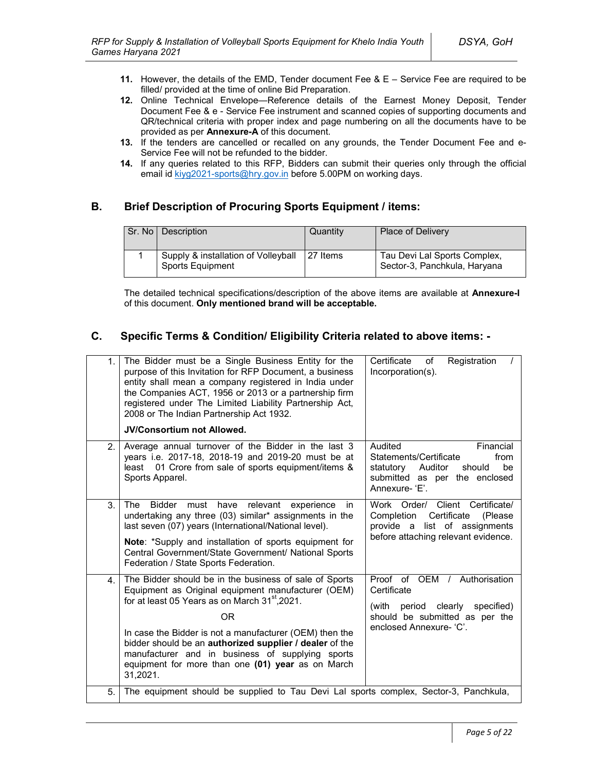11. However, the details of the EMD, Tender document Fee & E – Service Fee are required to be filled/ provided at the time of online Bid Preparation.
12. Online Technical Envelope—Reference details of the Earnest Money Deposit, Tender Document Fee & e - Service Fee instrument and scanned copies of supporting documents and QR/technical criteria with proper index and page numbering on all the documents have to be provided as per **Annexure-A** of this document.
13. If the tenders are cancelled or recalled on any grounds, the Tender Document Fee and e-Service Fee will not be refunded to the bidder.
14. If any queries related to this RFP, Bidders can submit their queries only through the official email id kiyg2021-sports@hry.gov.in before 5.00PM on working days.

## B. Brief Description of Procuring Sports Equipment / items:

| Sr. No | Description | Quantity | Place of Delivery |
|---|---|---|---|
| 1 | Supply & installation of Volleyball Sports Equipment | 27 Items | Tau Devi Lal Sports Complex, Sector-3, Panchkula, Haryana |

The detailed technical specifications/description of the above items are available at **Annexure-I** of this document. **Only mentioned brand will be acceptable.**

## C. Specific Terms & Condition/ Eligibility Criteria related to above items: -

| | | |
|---|---|---|
| 1. | The Bidder must be a Single Business Entity for the purpose of this Invitation for RFP Document, a business entity shall mean a company registered in India under the Companies ACT, 1956 or 2013 or a partnership firm registered under The Limited Liability Partnership Act, 2008 or The Indian Partnership Act 1932.<br><br>**JV/Consortium not Allowed.** | Certificate of Registration / Incorporation(s). |
| 2. | Average annual turnover of the Bidder in the last 3 years i.e. 2017-18, 2018-19 and 2019-20 must be at least 01 Crore from sale of sports equipment/items & Sports Apparel. | Audited Financial Statements/Certificate from statutory Auditor should be submitted as per the enclosed Annexure- 'E'. |
| 3. | The Bidder must have relevant experience in undertaking any three (03) similar* assignments in the last seven (07) years (International/National level).<br><br>**Note**: *Supply and installation of sports equipment for Central Government/State Government/ National Sports Federation / State Sports Federation. | Work Order/ Client Certificate/ Completion Certificate (Please provide a list of assignments before attaching relevant evidence. |
| 4. | The Bidder should be in the business of sale of Sports Equipment as Original equipment manufacturer (OEM) for at least 05 Years as on March 31st,2021.<br><br>OR<br><br>In case the Bidder is not a manufacturer (OEM) then the bidder should be an **authorized supplier / dealer** of the manufacturer and in business of supplying sports equipment for more than one **(01) year** as on March 31,2021. | Proof of OEM / Authorisation Certificate<br><br>(with period clearly specified) should be submitted as per the enclosed Annexure- 'C'. |
| 5. | The equipment should be supplied to Tau Devi Lal sports complex, Sector-3, Panchkula, | |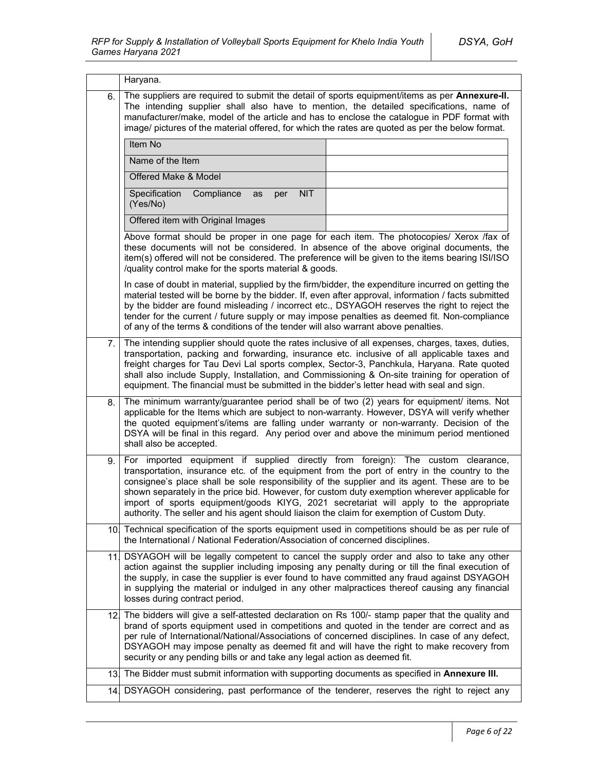| | |
|---|---|
| | Haryana. |
| 6. | The suppliers are required to submit the detail of sports equipment/items as per **Annexure-II.** The intending supplier shall also have to mention, the detailed specifications, name of manufacturer/make, model of the article and has to enclose the catalogue in PDF format with image/ pictures of the material offered, for which the rates are quoted as per the below format. |

| Item No | |
|---|---|
| Name of the Item | |
| Offered Make & Model | |
| Specification Compliance as per NIT (Yes/No) | |
| Offered item with Original Images | |

Above format should be proper in one page for each item. The photocopies/ Xerox /fax of these documents will not be considered. In absence of the above original documents, the item(s) offered will not be considered. The preference will be given to the items bearing ISI/ISO /quality control make for the sports material & goods.

In case of doubt in material, supplied by the firm/bidder, the expenditure incurred on getting the material tested will be borne by the bidder. If, even after approval, information / facts submitted by the bidder are found misleading / incorrect etc., DSYAGOH reserves the right to reject the tender for the current / future supply or may impose penalties as deemed fit. Non-compliance of any of the terms & conditions of the tender will also warrant above penalties.

| | |
|---|---|
| 7. | The intending supplier should quote the rates inclusive of all expenses, charges, taxes, duties, transportation, packing and forwarding, insurance etc. inclusive of all applicable taxes and freight charges for Tau Devi Lal sports complex, Sector-3, Panchkula, Haryana. Rate quoted shall also include Supply, Installation, and Commissioning & On-site training for operation of equipment. The financial must be submitted in the bidder's letter head with seal and sign. |
| 8. | The minimum warranty/guarantee period shall be of two (2) years for equipment/ items. Not applicable for the Items which are subject to non-warranty. However, DSYA will verify whether the quoted equipment's/items are falling under warranty or non-warranty. Decision of the DSYA will be final in this regard. Any period over and above the minimum period mentioned shall also be accepted. |
| 9. | For imported equipment if supplied directly from foreign): The custom clearance, transportation, insurance etc. of the equipment from the port of entry in the country to the consignee's place shall be sole responsibility of the supplier and its agent. These are to be shown separately in the price bid. However, for custom duty exemption wherever applicable for import of sports equipment/goods KIYG, 2021 secretariat will apply to the appropriate authority. The seller and his agent should liaison the claim for exemption of Custom Duty. |
| 10. | Technical specification of the sports equipment used in competitions should be as per rule of the International / National Federation/Association of concerned disciplines. |
| 11. | DSYAGOH will be legally competent to cancel the supply order and also to take any other action against the supplier including imposing any penalty during or till the final execution of the supply, in case the supplier is ever found to have committed any fraud against DSYAGOH in supplying the material or indulged in any other malpractices thereof causing any financial losses during contract period. |
| 12. | The bidders will give a self-attested declaration on Rs 100/- stamp paper that the quality and brand of sports equipment used in competitions and quoted in the tender are correct and as per rule of International/National/Associations of concerned disciplines. In case of any defect, DSYAGOH may impose penalty as deemed fit and will have the right to make recovery from security or any pending bills or and take any legal action as deemed fit. |
| 13. | The Bidder must submit information with supporting documents as specified in **Annexure III.** |
| 14. | DSYAGOH considering, past performance of the tenderer, reserves the right to reject any |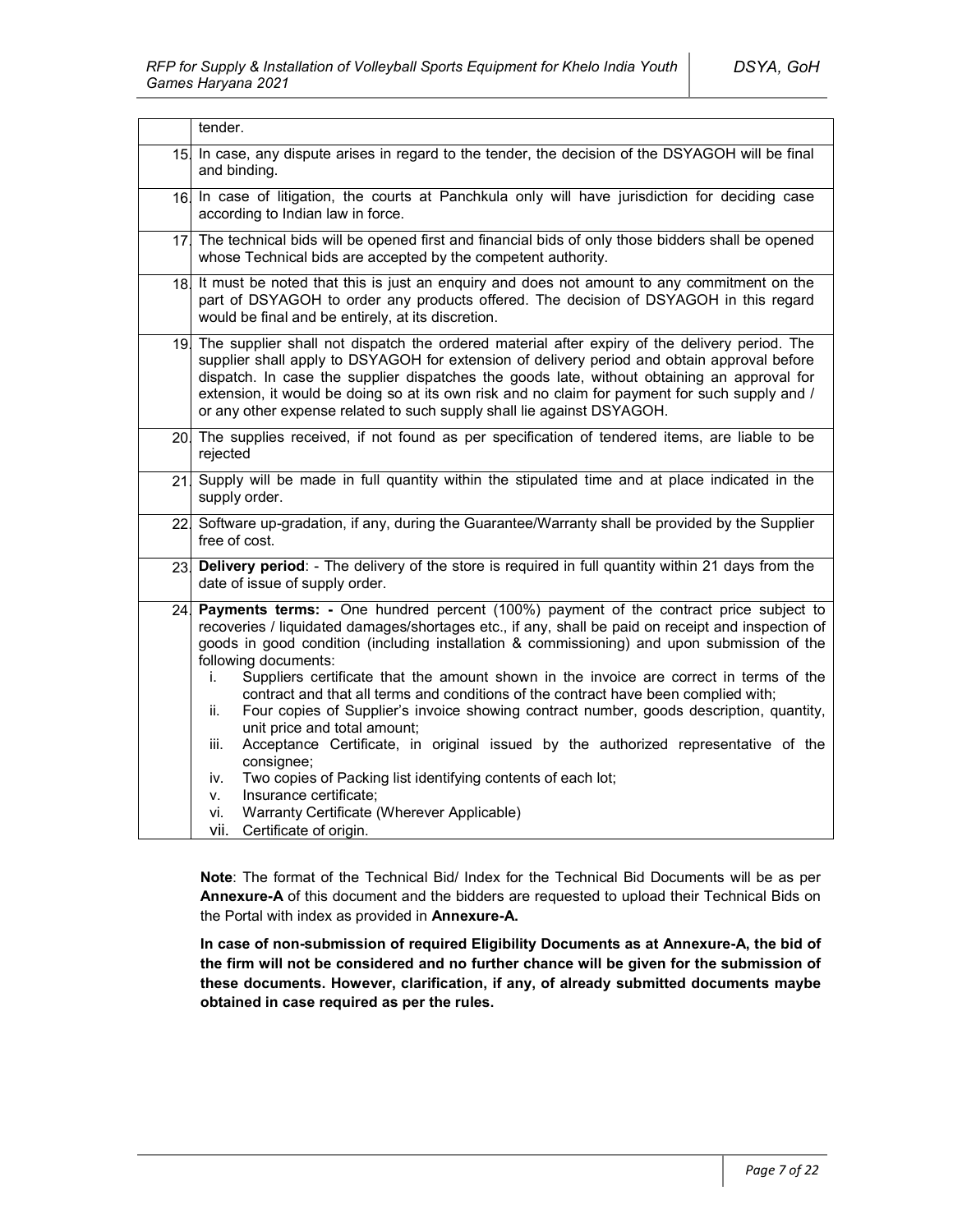| | |
|---|---|
| | tender. |
| 15. | In case, any dispute arises in regard to the tender, the decision of the DSYAGOH will be final and binding. |
| 16. | In case of litigation, the courts at Panchkula only will have jurisdiction for deciding case according to Indian law in force. |
| 17. | The technical bids will be opened first and financial bids of only those bidders shall be opened whose Technical bids are accepted by the competent authority. |
| 18. | It must be noted that this is just an enquiry and does not amount to any commitment on the part of DSYAGOH to order any products offered. The decision of DSYAGOH in this regard would be final and be entirely, at its discretion. |
| 19. | The supplier shall not dispatch the ordered material after expiry of the delivery period. The supplier shall apply to DSYAGOH for extension of delivery period and obtain approval before dispatch. In case the supplier dispatches the goods late, without obtaining an approval for extension, it would be doing so at its own risk and no claim for payment for such supply and / or any other expense related to such supply shall lie against DSYAGOH. |
| 20. | The supplies received, if not found as per specification of tendered items, are liable to be rejected |
| 21. | Supply will be made in full quantity within the stipulated time and at place indicated in the supply order. |
| 22. | Software up-gradation, if any, during the Guarantee/Warranty shall be provided by the Supplier free of cost. |
| 23. | **Delivery period**: - The delivery of the store is required in full quantity within 21 days from the date of issue of supply order. |
| 24. | **Payments terms: -** One hundred percent (100%) payment of the contract price subject to recoveries / liquidated damages/shortages etc., if any, shall be paid on receipt and inspection of goods in good condition (including installation & commissioning) and upon submission of the following documents:<br>i. Suppliers certificate that the amount shown in the invoice are correct in terms of the contract and that all terms and conditions of the contract have been complied with;<br>ii. Four copies of Supplier's invoice showing contract number, goods description, quantity, unit price and total amount;<br>iii. Acceptance Certificate, in original issued by the authorized representative of the consignee;<br>iv. Two copies of Packing list identifying contents of each lot;<br>v. Insurance certificate;<br>vi. Warranty Certificate (Wherever Applicable)<br>vii. Certificate of origin. |

**Note**: The format of the Technical Bid/ Index for the Technical Bid Documents will be as per **Annexure-A** of this document and the bidders are requested to upload their Technical Bids on the Portal with index as provided in **Annexure-A.**

**In case of non-submission of required Eligibility Documents as at Annexure-A, the bid of the firm will not be considered and no further chance will be given for the submission of these documents. However, clarification, if any, of already submitted documents maybe obtained in case required as per the rules.**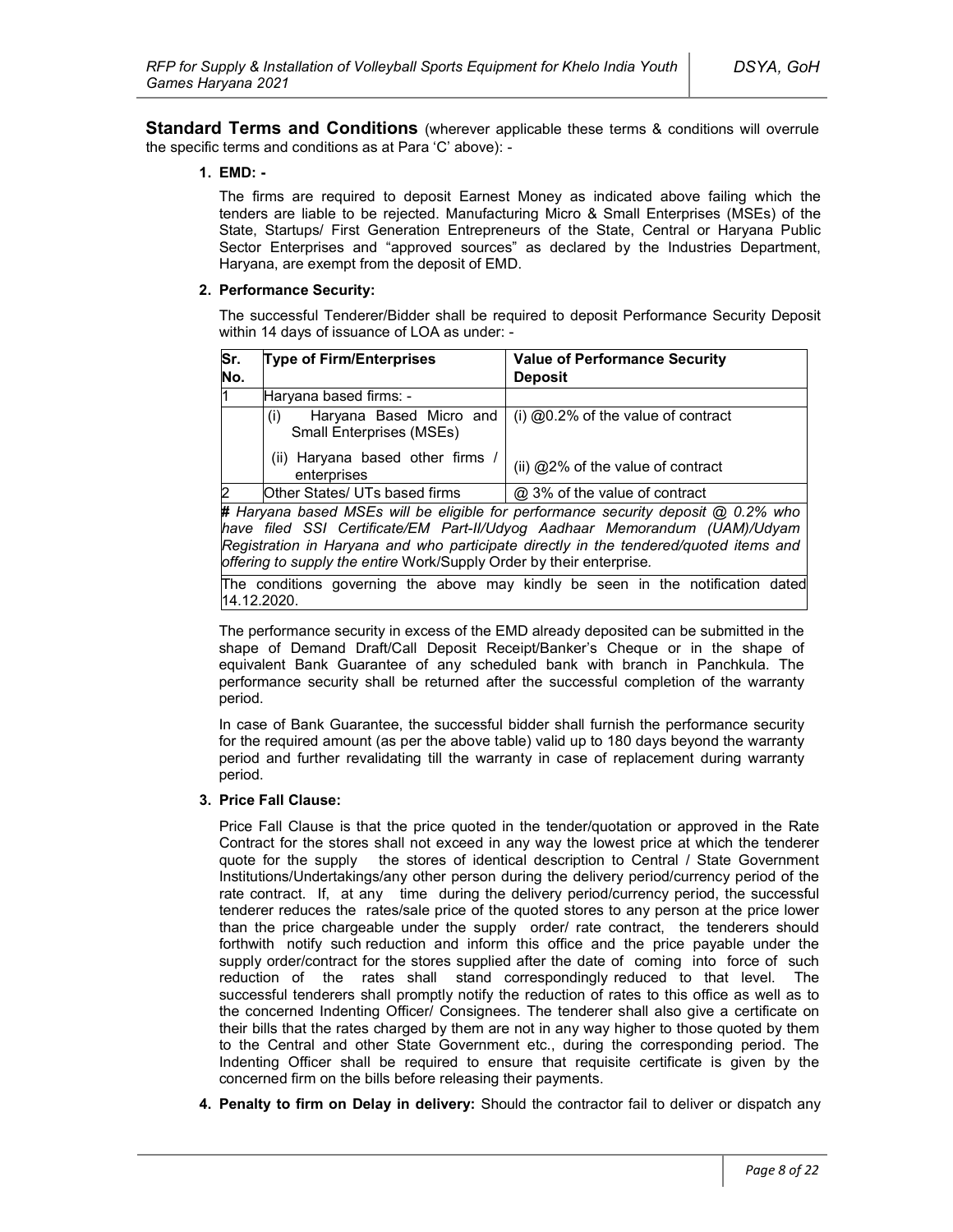**Standard Terms and Conditions** (wherever applicable these terms & conditions will overrule the specific terms and conditions as at Para 'C' above): -

1. **EMD: -**

   The firms are required to deposit Earnest Money as indicated above failing which the tenders are liable to be rejected. Manufacturing Micro & Small Enterprises (MSEs) of the State, Startups/ First Generation Entrepreneurs of the State, Central or Haryana Public Sector Enterprises and "approved sources" as declared by the Industries Department, Haryana, are exempt from the deposit of EMD.

2. **Performance Security:**

   The successful Tenderer/Bidder shall be required to deposit Performance Security Deposit within 14 days of issuance of LOA as under: -

| Sr. No. | Type of Firm/Enterprises | Value of Performance Security Deposit |
|---|---|---|
| 1 | Haryana based firms: - | |
| | (i) Haryana Based Micro and Small Enterprises (MSEs) | (i) @0.2% of the value of contract |
| | (ii) Haryana based other firms / enterprises | (ii) @2% of the value of contract |
| 2 | Other States/ UTs based firms | @ 3% of the value of contract |
| *# Haryana based MSEs will be eligible for performance security deposit @ 0.2% who have filed SSI Certificate/EM Part-II/Udyog Aadhaar Memorandum (UAM)/Udyam Registration in Haryana and who participate directly in the tendered/quoted items and offering to supply the entire* Work/Supply Order by their enterprise. | | |
| The conditions governing the above may kindly be seen in the notification dated 14.12.2020. | | |

   The performance security in excess of the EMD already deposited can be submitted in the shape of Demand Draft/Call Deposit Receipt/Banker's Cheque or in the shape of equivalent Bank Guarantee of any scheduled bank with branch in Panchkula. The performance security shall be returned after the successful completion of the warranty period.

   In case of Bank Guarantee, the successful bidder shall furnish the performance security for the required amount (as per the above table) valid up to 180 days beyond the warranty period and further revalidating till the warranty in case of replacement during warranty period.

3. **Price Fall Clause:**

   Price Fall Clause is that the price quoted in the tender/quotation or approved in the Rate Contract for the stores shall not exceed in any way the lowest price at which the tenderer quote for the supply the stores of identical description to Central / State Government Institutions/Undertakings/any other person during the delivery period/currency period of the rate contract. If, at any time during the delivery period/currency period, the successful tenderer reduces the rates/sale price of the quoted stores to any person at the price lower than the price chargeable under the supply order/ rate contract, the tenderers should forthwith notify such reduction and inform this office and the price payable under the supply order/contract for the stores supplied after the date of coming into force of such reduction of the rates shall stand correspondingly reduced to that level. The successful tenderers shall promptly notify the reduction of rates to this office as well as to the concerned Indenting Officer/ Consignees. The tenderer shall also give a certificate on their bills that the rates charged by them are not in any way higher to those quoted by them to the Central and other State Government etc., during the corresponding period. The Indenting Officer shall be required to ensure that requisite certificate is given by the concerned firm on the bills before releasing their payments.

4. **Penalty to firm on Delay in delivery:** Should the contractor fail to deliver or dispatch any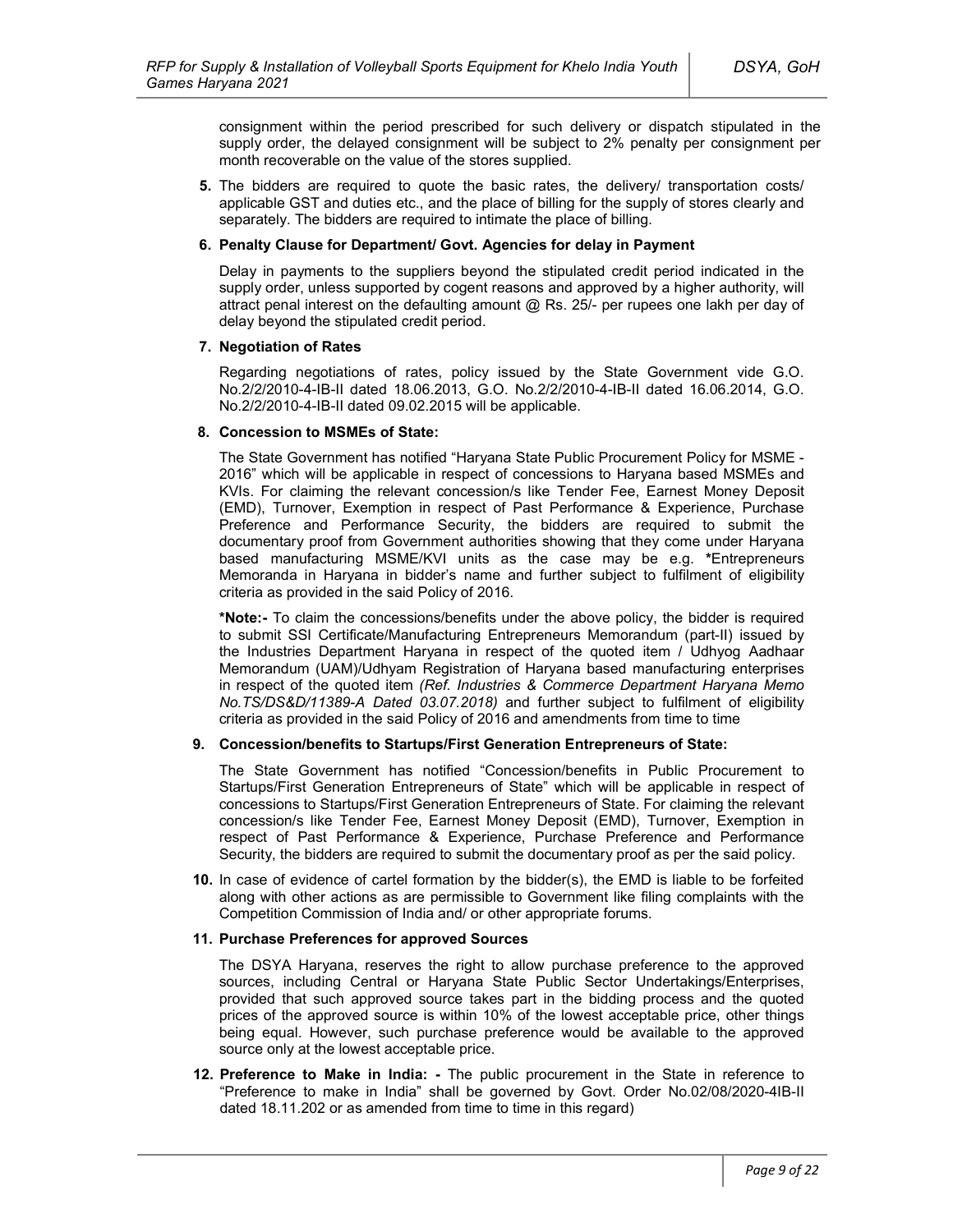consignment within the period prescribed for such delivery or dispatch stipulated in the supply order, the delayed consignment will be subject to 2% penalty per consignment per month recoverable on the value of the stores supplied.

**5.** The bidders are required to quote the basic rates, the delivery/ transportation costs/ applicable GST and duties etc., and the place of billing for the supply of stores clearly and separately. The bidders are required to intimate the place of billing.

**6. Penalty Clause for Department/ Govt. Agencies for delay in Payment**

Delay in payments to the suppliers beyond the stipulated credit period indicated in the supply order, unless supported by cogent reasons and approved by a higher authority, will attract penal interest on the defaulting amount @ Rs. 25/- per rupees one lakh per day of delay beyond the stipulated credit period.

**7. Negotiation of Rates**

Regarding negotiations of rates, policy issued by the State Government vide G.O. No.2/2/2010-4-IB-II dated 18.06.2013, G.O. No.2/2/2010-4-IB-II dated 16.06.2014, G.O. No.2/2/2010-4-IB-II dated 09.02.2015 will be applicable.

**8. Concession to MSMEs of State:**

The State Government has notified "Haryana State Public Procurement Policy for MSME - 2016" which will be applicable in respect of concessions to Haryana based MSMEs and KVIs. For claiming the relevant concession/s like Tender Fee, Earnest Money Deposit (EMD), Turnover, Exemption in respect of Past Performance & Experience, Purchase Preference and Performance Security, the bidders are required to submit the documentary proof from Government authorities showing that they come under Haryana based manufacturing MSME/KVI units as the case may be e.g. **\***Entrepreneurs Memoranda in Haryana in bidder's name and further subject to fulfilment of eligibility criteria as provided in the said Policy of 2016.

**\*Note:-** To claim the concessions/benefits under the above policy, the bidder is required to submit SSI Certificate/Manufacturing Entrepreneurs Memorandum (part-II) issued by the Industries Department Haryana in respect of the quoted item / Udhyog Aadhaar Memorandum (UAM)/Udhyam Registration of Haryana based manufacturing enterprises in respect of the quoted item *(Ref. Industries & Commerce Department Haryana Memo No.TS/DS&D/11389-A Dated 03.07.2018)* and further subject to fulfilment of eligibility criteria as provided in the said Policy of 2016 and amendments from time to time

**9. Concession/benefits to Startups/First Generation Entrepreneurs of State:**

The State Government has notified "Concession/benefits in Public Procurement to Startups/First Generation Entrepreneurs of State" which will be applicable in respect of concessions to Startups/First Generation Entrepreneurs of State. For claiming the relevant concession/s like Tender Fee, Earnest Money Deposit (EMD), Turnover, Exemption in respect of Past Performance & Experience, Purchase Preference and Performance Security, the bidders are required to submit the documentary proof as per the said policy.

**10.** In case of evidence of cartel formation by the bidder(s), the EMD is liable to be forfeited along with other actions as are permissible to Government like filing complaints with the Competition Commission of India and/ or other appropriate forums.

**11. Purchase Preferences for approved Sources**

The DSYA Haryana, reserves the right to allow purchase preference to the approved sources, including Central or Haryana State Public Sector Undertakings/Enterprises, provided that such approved source takes part in the bidding process and the quoted prices of the approved source is within 10% of the lowest acceptable price, other things being equal. However, such purchase preference would be available to the approved source only at the lowest acceptable price.

**12. Preference to Make in India: -** The public procurement in the State in reference to "Preference to make in India" shall be governed by Govt. Order No.02/08/2020-4IB-II dated 18.11.202 or as amended from time to time in this regard)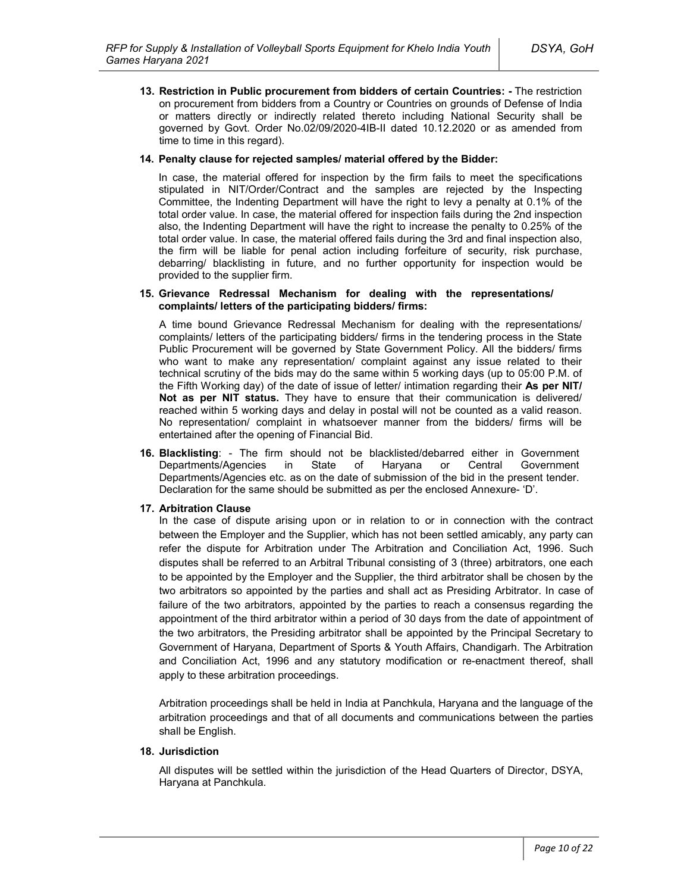13. **Restriction in Public procurement from bidders of certain Countries: -** The restriction on procurement from bidders from a Country or Countries on grounds of Defense of India or matters directly or indirectly related thereto including National Security shall be governed by Govt. Order No.02/09/2020-4IB-II dated 10.12.2020 or as amended from time to time in this regard).

14. **Penalty clause for rejected samples/ material offered by the Bidder:**

    In case, the material offered for inspection by the firm fails to meet the specifications stipulated in NIT/Order/Contract and the samples are rejected by the Inspecting Committee, the Indenting Department will have the right to levy a penalty at 0.1% of the total order value. In case, the material offered for inspection fails during the 2nd inspection also, the Indenting Department will have the right to increase the penalty to 0.25% of the total order value. In case, the material offered fails during the 3rd and final inspection also, the firm will be liable for penal action including forfeiture of security, risk purchase, debarring/ blacklisting in future, and no further opportunity for inspection would be provided to the supplier firm.

15. **Grievance Redressal Mechanism for dealing with the representations/ complaints/ letters of the participating bidders/ firms:**

    A time bound Grievance Redressal Mechanism for dealing with the representations/ complaints/ letters of the participating bidders/ firms in the tendering process in the State Public Procurement will be governed by State Government Policy. All the bidders/ firms who want to make any representation/ complaint against any issue related to their technical scrutiny of the bids may do the same within 5 working days (up to 05:00 P.M. of the Fifth Working day) of the date of issue of letter/ intimation regarding their **As per NIT/ Not as per NIT status.** They have to ensure that their communication is delivered/ reached within 5 working days and delay in postal will not be counted as a valid reason. No representation/ complaint in whatsoever manner from the bidders/ firms will be entertained after the opening of Financial Bid.

16. **Blacklisting**: - The firm should not be blacklisted/debarred either in Government Departments/Agencies in State of Haryana or Central Government Departments/Agencies etc. as on the date of submission of the bid in the present tender. Declaration for the same should be submitted as per the enclosed Annexure- 'D'.

17. **Arbitration Clause**

    In the case of dispute arising upon or in relation to or in connection with the contract between the Employer and the Supplier, which has not been settled amicably, any party can refer the dispute for Arbitration under The Arbitration and Conciliation Act, 1996. Such disputes shall be referred to an Arbitral Tribunal consisting of 3 (three) arbitrators, one each to be appointed by the Employer and the Supplier, the third arbitrator shall be chosen by the two arbitrators so appointed by the parties and shall act as Presiding Arbitrator. In case of failure of the two arbitrators, appointed by the parties to reach a consensus regarding the appointment of the third arbitrator within a period of 30 days from the date of appointment of the two arbitrators, the Presiding arbitrator shall be appointed by the Principal Secretary to Government of Haryana, Department of Sports & Youth Affairs, Chandigarh. The Arbitration and Conciliation Act, 1996 and any statutory modification or re-enactment thereof, shall apply to these arbitration proceedings.

    Arbitration proceedings shall be held in India at Panchkula, Haryana and the language of the arbitration proceedings and that of all documents and communications between the parties shall be English.

18. **Jurisdiction**

    All disputes will be settled within the jurisdiction of the Head Quarters of Director, DSYA, Haryana at Panchkula.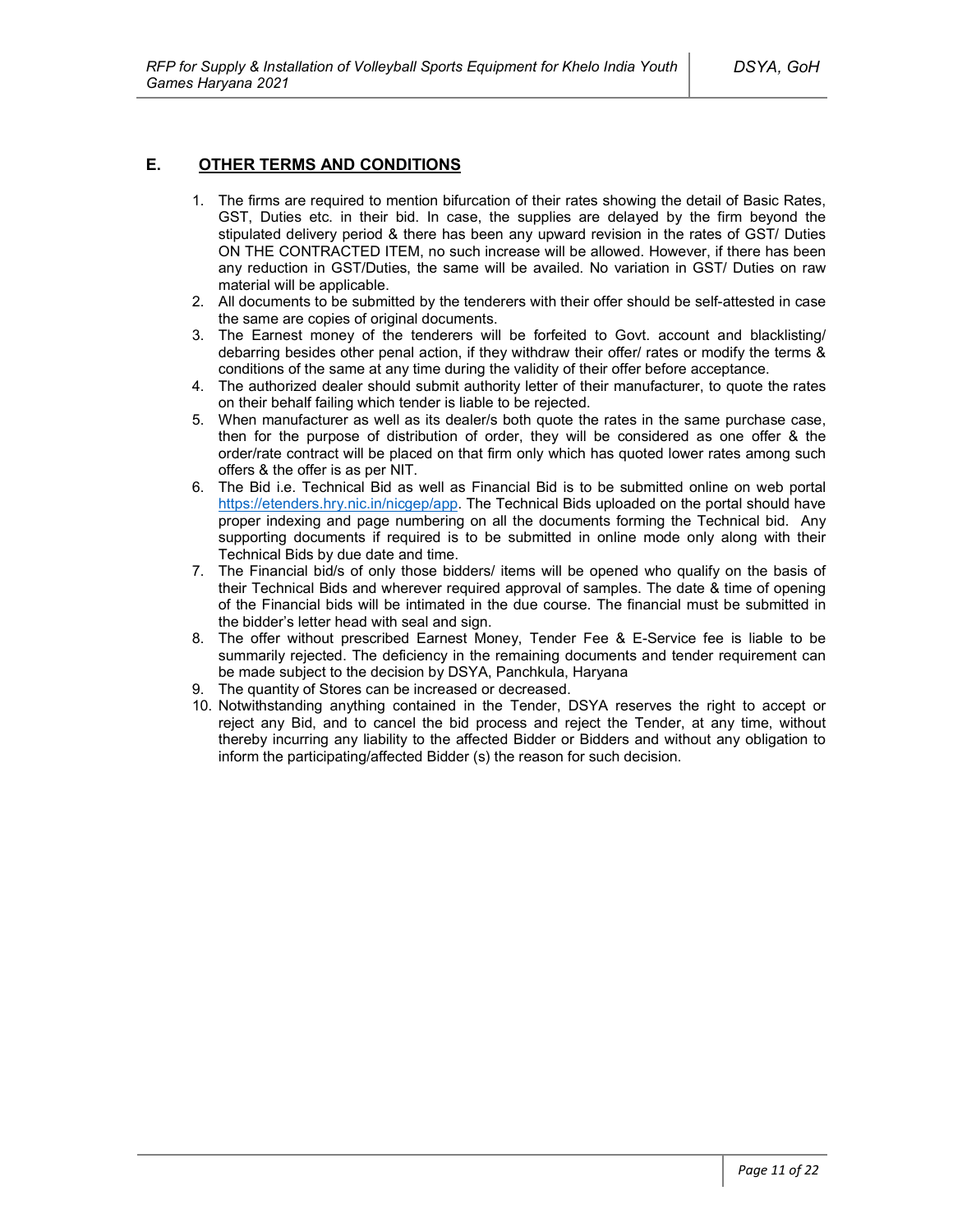## E. OTHER TERMS AND CONDITIONS

1. The firms are required to mention bifurcation of their rates showing the detail of Basic Rates, GST, Duties etc. in their bid. In case, the supplies are delayed by the firm beyond the stipulated delivery period & there has been any upward revision in the rates of GST/ Duties ON THE CONTRACTED ITEM, no such increase will be allowed. However, if there has been any reduction in GST/Duties, the same will be availed. No variation in GST/ Duties on raw material will be applicable.
2. All documents to be submitted by the tenderers with their offer should be self-attested in case the same are copies of original documents.
3. The Earnest money of the tenderers will be forfeited to Govt. account and blacklisting/ debarring besides other penal action, if they withdraw their offer/ rates or modify the terms & conditions of the same at any time during the validity of their offer before acceptance.
4. The authorized dealer should submit authority letter of their manufacturer, to quote the rates on their behalf failing which tender is liable to be rejected.
5. When manufacturer as well as its dealer/s both quote the rates in the same purchase case, then for the purpose of distribution of order, they will be considered as one offer & the order/rate contract will be placed on that firm only which has quoted lower rates among such offers & the offer is as per NIT.
6. The Bid i.e. Technical Bid as well as Financial Bid is to be submitted online on web portal https://etenders.hry.nic.in/nicgep/app. The Technical Bids uploaded on the portal should have proper indexing and page numbering on all the documents forming the Technical bid. Any supporting documents if required is to be submitted in online mode only along with their Technical Bids by due date and time.
7. The Financial bid/s of only those bidders/ items will be opened who qualify on the basis of their Technical Bids and wherever required approval of samples. The date & time of opening of the Financial bids will be intimated in the due course. The financial must be submitted in the bidder's letter head with seal and sign.
8. The offer without prescribed Earnest Money, Tender Fee & E-Service fee is liable to be summarily rejected. The deficiency in the remaining documents and tender requirement can be made subject to the decision by DSYA, Panchkula, Haryana
9. The quantity of Stores can be increased or decreased.
10. Notwithstanding anything contained in the Tender, DSYA reserves the right to accept or reject any Bid, and to cancel the bid process and reject the Tender, at any time, without thereby incurring any liability to the affected Bidder or Bidders and without any obligation to inform the participating/affected Bidder (s) the reason for such decision.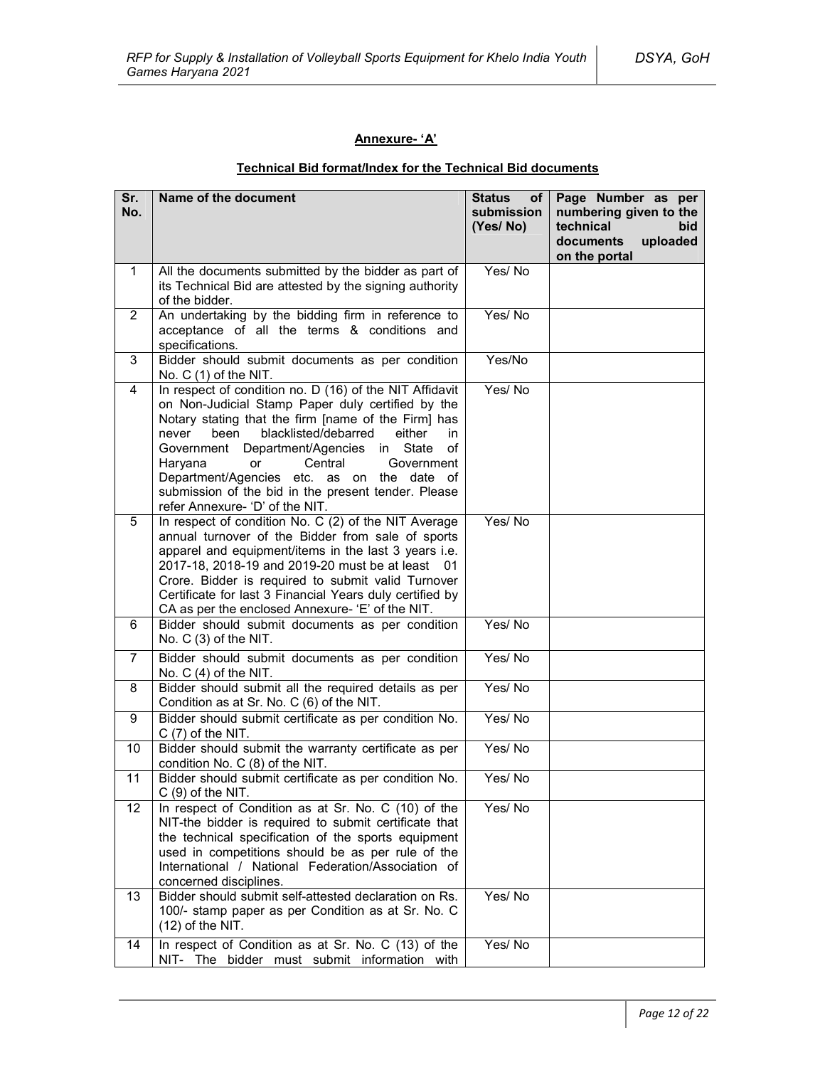**Annexure- 'A'**

**Technical Bid format/Index for the Technical Bid documents**

| Sr. No. | Name of the document | Status of submission (Yes/ No) | Page Number as per numbering given to the technical bid documents uploaded on the portal |
|---|---|---|---|
| 1 | All the documents submitted by the bidder as part of its Technical Bid are attested by the signing authority of the bidder. | Yes/ No | |
| 2 | An undertaking by the bidding firm in reference to acceptance of all the terms & conditions and specifications. | Yes/ No | |
| 3 | Bidder should submit documents as per condition No. C (1) of the NIT. | Yes/No | |
| 4 | In respect of condition no. D (16) of the NIT Affidavit on Non-Judicial Stamp Paper duly certified by the Notary stating that the firm [name of the Firm] has never been blacklisted/debarred either in Government Department/Agencies in State of Haryana or Central Government Department/Agencies etc. as on the date of submission of the bid in the present tender. Please refer Annexure- 'D' of the NIT. | Yes/ No | |
| 5 | In respect of condition No. C (2) of the NIT Average annual turnover of the Bidder from sale of sports apparel and equipment/items in the last 3 years i.e. 2017-18, 2018-19 and 2019-20 must be at least 01 Crore. Bidder is required to submit valid Turnover Certificate for last 3 Financial Years duly certified by CA as per the enclosed Annexure- 'E' of the NIT. | Yes/ No | |
| 6 | Bidder should submit documents as per condition No. C (3) of the NIT. | Yes/ No | |
| 7 | Bidder should submit documents as per condition No. C (4) of the NIT. | Yes/ No | |
| 8 | Bidder should submit all the required details as per Condition as at Sr. No. C (6) of the NIT. | Yes/ No | |
| 9 | Bidder should submit certificate as per condition No. C (7) of the NIT. | Yes/ No | |
| 10 | Bidder should submit the warranty certificate as per condition No. C (8) of the NIT. | Yes/ No | |
| 11 | Bidder should submit certificate as per condition No. C (9) of the NIT. | Yes/ No | |
| 12 | In respect of Condition as at Sr. No. C (10) of the NIT-the bidder is required to submit certificate that the technical specification of the sports equipment used in competitions should be as per rule of the International / National Federation/Association of concerned disciplines. | Yes/ No | |
| 13 | Bidder should submit self-attested declaration on Rs. 100/- stamp paper as per Condition as at Sr. No. C (12) of the NIT. | Yes/ No | |
| 14 | In respect of Condition as at Sr. No. C (13) of the NIT- The bidder must submit information with | Yes/ No | |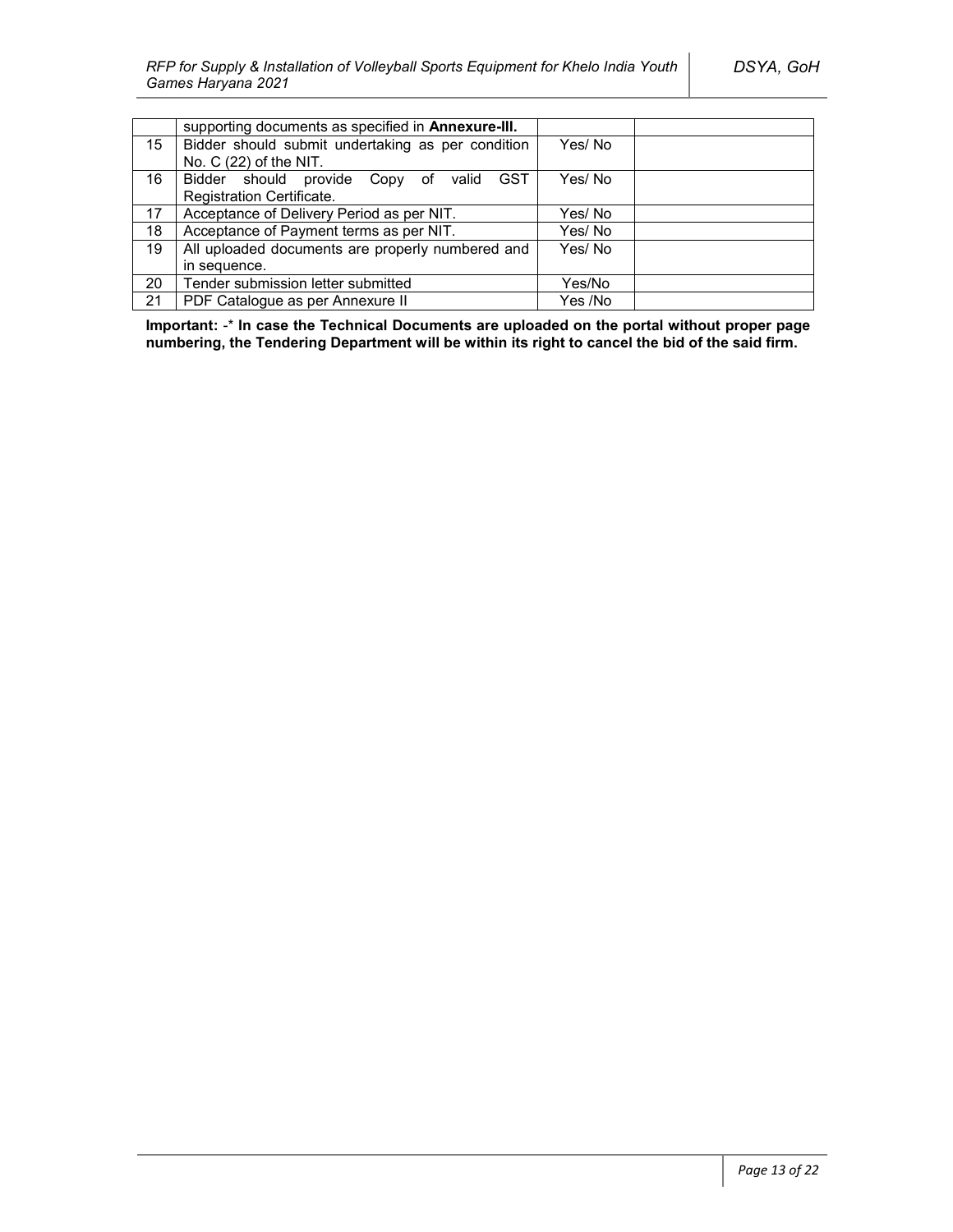| | | | |
|---|---|---|---|
| | supporting documents as specified in **Annexure-III.** | | |
| 15 | Bidder should submit undertaking as per condition No. C (22) of the NIT. | Yes/ No | |
| 16 | Bidder should provide Copy of valid GST Registration Certificate. | Yes/ No | |
| 17 | Acceptance of Delivery Period as per NIT. | Yes/ No | |
| 18 | Acceptance of Payment terms as per NIT. | Yes/ No | |
| 19 | All uploaded documents are properly numbered and in sequence. | Yes/ No | |
| 20 | Tender submission letter submitted | Yes/No | |
| 21 | PDF Catalogue as per Annexure II | Yes /No | |

**Important:** -\* **In case the Technical Documents are uploaded on the portal without proper page numbering, the Tendering Department will be within its right to cancel the bid of the said firm.**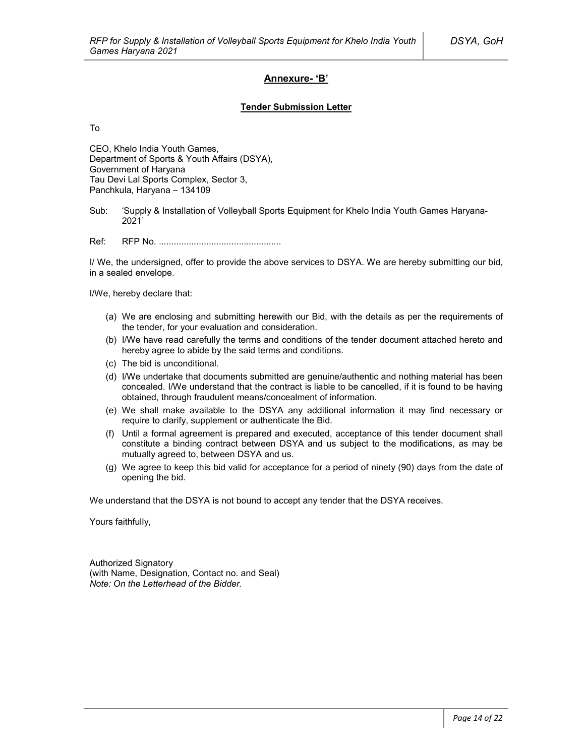## Annexure- 'B'

### Tender Submission Letter

To

CEO, Khelo India Youth Games,
Department of Sports & Youth Affairs (DSYA),
Government of Haryana
Tau Devi Lal Sports Complex, Sector 3,
Panchkula, Haryana – 134109

Sub: 'Supply & Installation of Volleyball Sports Equipment for Khelo India Youth Games Haryana-2021'

Ref: RFP No. .................................................

I/ We, the undersigned, offer to provide the above services to DSYA. We are hereby submitting our bid, in a sealed envelope.

I/We, hereby declare that:

(a) We are enclosing and submitting herewith our Bid, with the details as per the requirements of the tender, for your evaluation and consideration.
(b) I/We have read carefully the terms and conditions of the tender document attached hereto and hereby agree to abide by the said terms and conditions.
(c) The bid is unconditional.
(d) I/We undertake that documents submitted are genuine/authentic and nothing material has been concealed. I/We understand that the contract is liable to be cancelled, if it is found to be having obtained, through fraudulent means/concealment of information.
(e) We shall make available to the DSYA any additional information it may find necessary or require to clarify, supplement or authenticate the Bid.
(f) Until a formal agreement is prepared and executed, acceptance of this tender document shall constitute a binding contract between DSYA and us subject to the modifications, as may be mutually agreed to, between DSYA and us.
(g) We agree to keep this bid valid for acceptance for a period of ninety (90) days from the date of opening the bid.

We understand that the DSYA is not bound to accept any tender that the DSYA receives.

Yours faithfully,

Authorized Signatory
(with Name, Designation, Contact no. and Seal)
*Note: On the Letterhead of the Bidder.*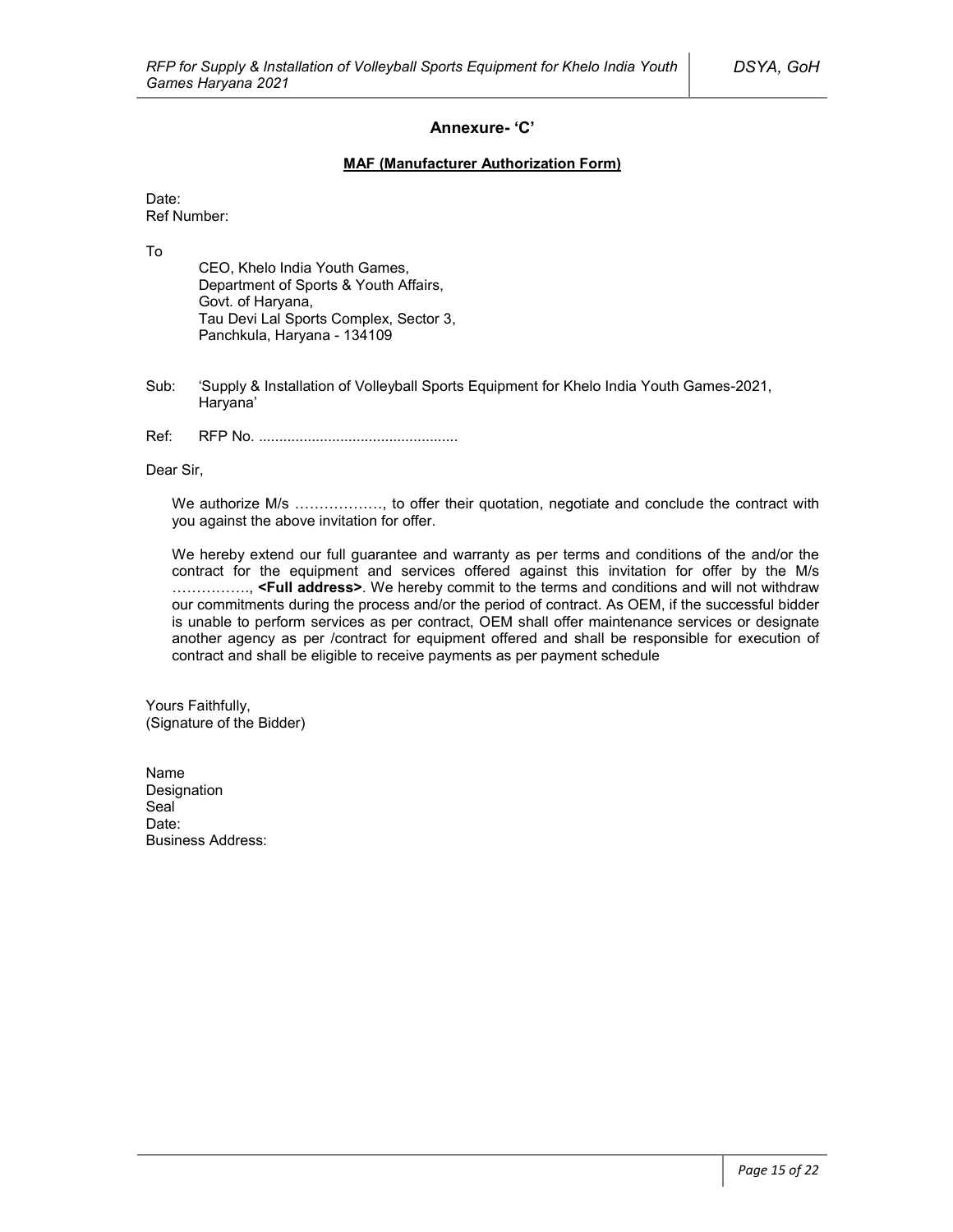## Annexure- 'C'

**MAF (Manufacturer Authorization Form)**

Date:
Ref Number:

To

CEO, Khelo India Youth Games,
Department of Sports & Youth Affairs,
Govt. of Haryana,
Tau Devi Lal Sports Complex, Sector 3,
Panchkula, Haryana - 134109

Sub: 'Supply & Installation of Volleyball Sports Equipment for Khelo India Youth Games-2021, Haryana'

Ref: RFP No. ................................................

Dear Sir,

We authorize M/s ………………, to offer their quotation, negotiate and conclude the contract with you against the above invitation for offer.

We hereby extend our full guarantee and warranty as per terms and conditions of the and/or the contract for the equipment and services offered against this invitation for offer by the M/s ……………., **<Full address>**. We hereby commit to the terms and conditions and will not withdraw our commitments during the process and/or the period of contract. As OEM, if the successful bidder is unable to perform services as per contract, OEM shall offer maintenance services or designate another agency as per /contract for equipment offered and shall be responsible for execution of contract and shall be eligible to receive payments as per payment schedule

Yours Faithfully,
(Signature of the Bidder)

Name
Designation
Seal
Date:
Business Address: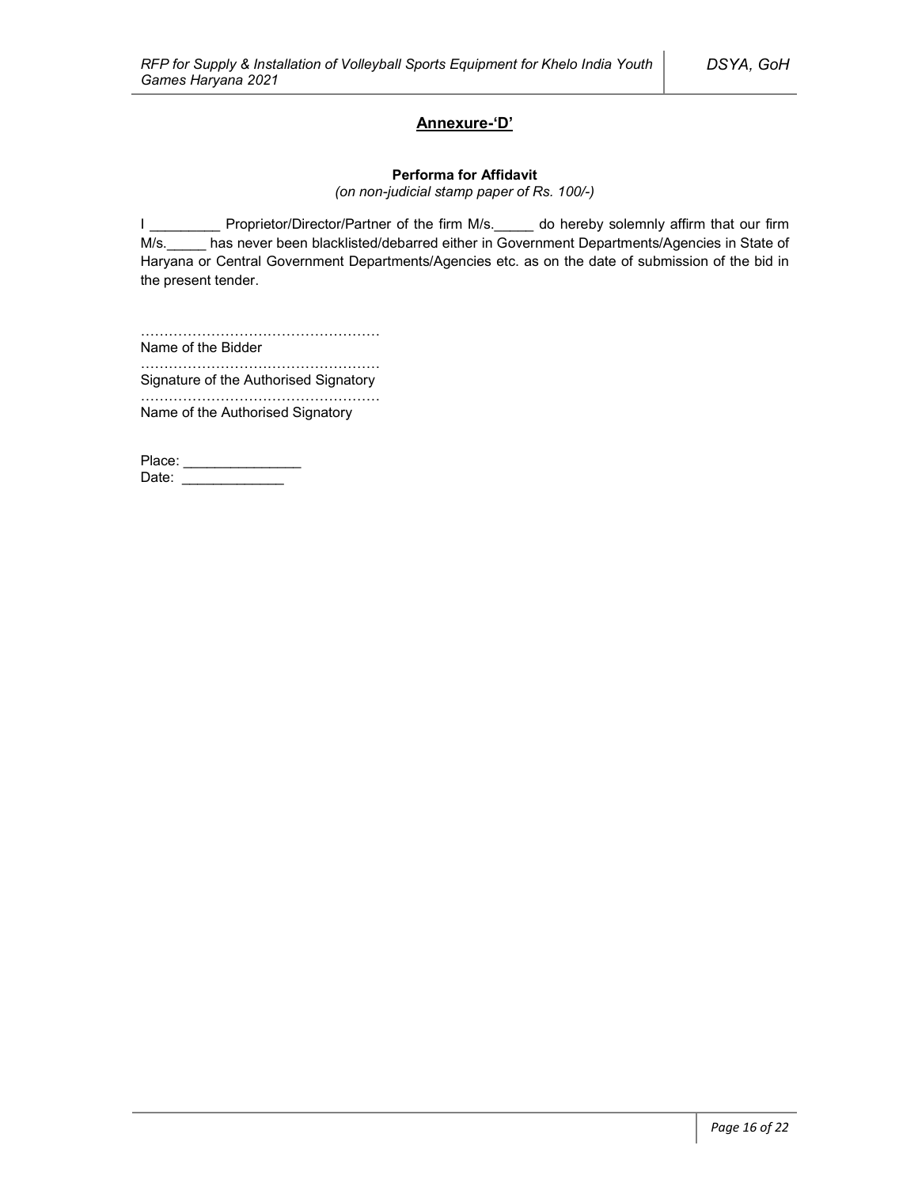## Annexure-'D'

**Performa for Affidavit**

*(on non-judicial stamp paper of Rs. 100/-)*

I _________ Proprietor/Director/Partner of the firm M/s._____ do hereby solemnly affirm that our firm M/s._____ has never been blacklisted/debarred either in Government Departments/Agencies in State of Haryana or Central Government Departments/Agencies etc. as on the date of submission of the bid in the present tender.

……………………………………………
Name of the Bidder

……………………………………………
Signature of the Authorised Signatory

……………………………………………
Name of the Authorised Signatory

Place: _______________
Date: _____________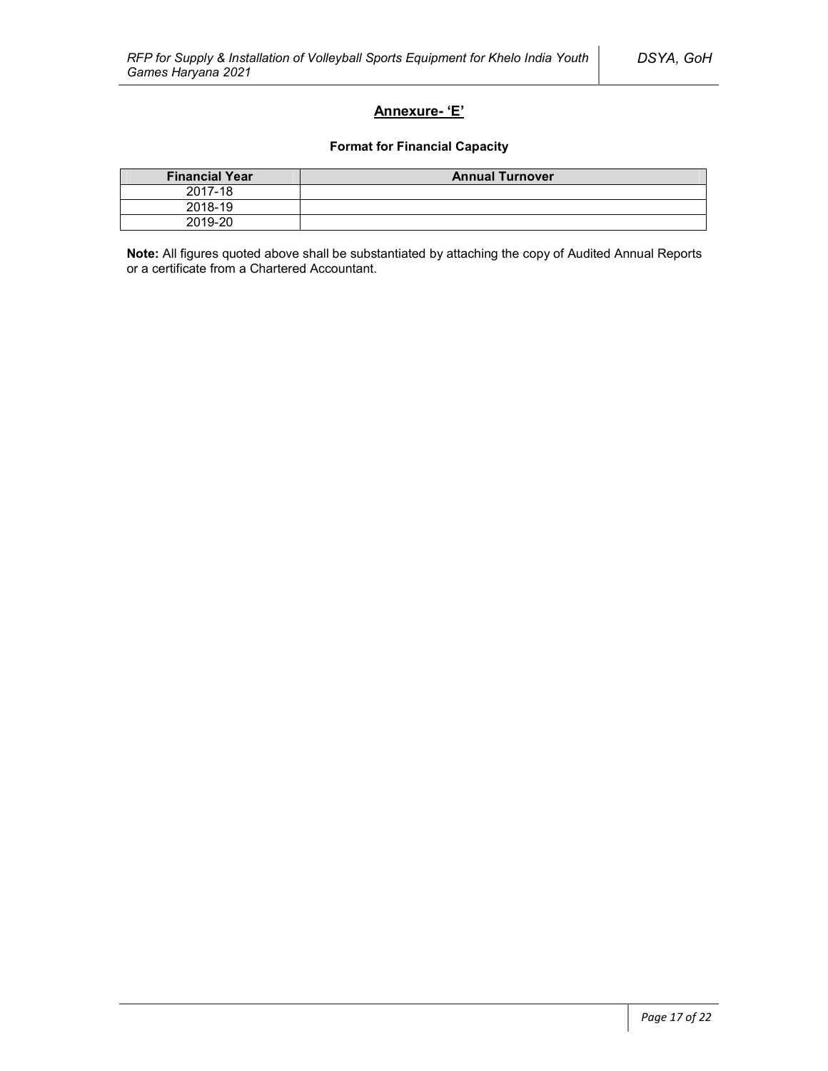## Annexure- 'E'

### Format for Financial Capacity

| Financial Year | Annual Turnover |
|---|---|
| 2017-18 | |
| 2018-19 | |
| 2019-20 | |

**Note:** All figures quoted above shall be substantiated by attaching the copy of Audited Annual Reports or a certificate from a Chartered Accountant.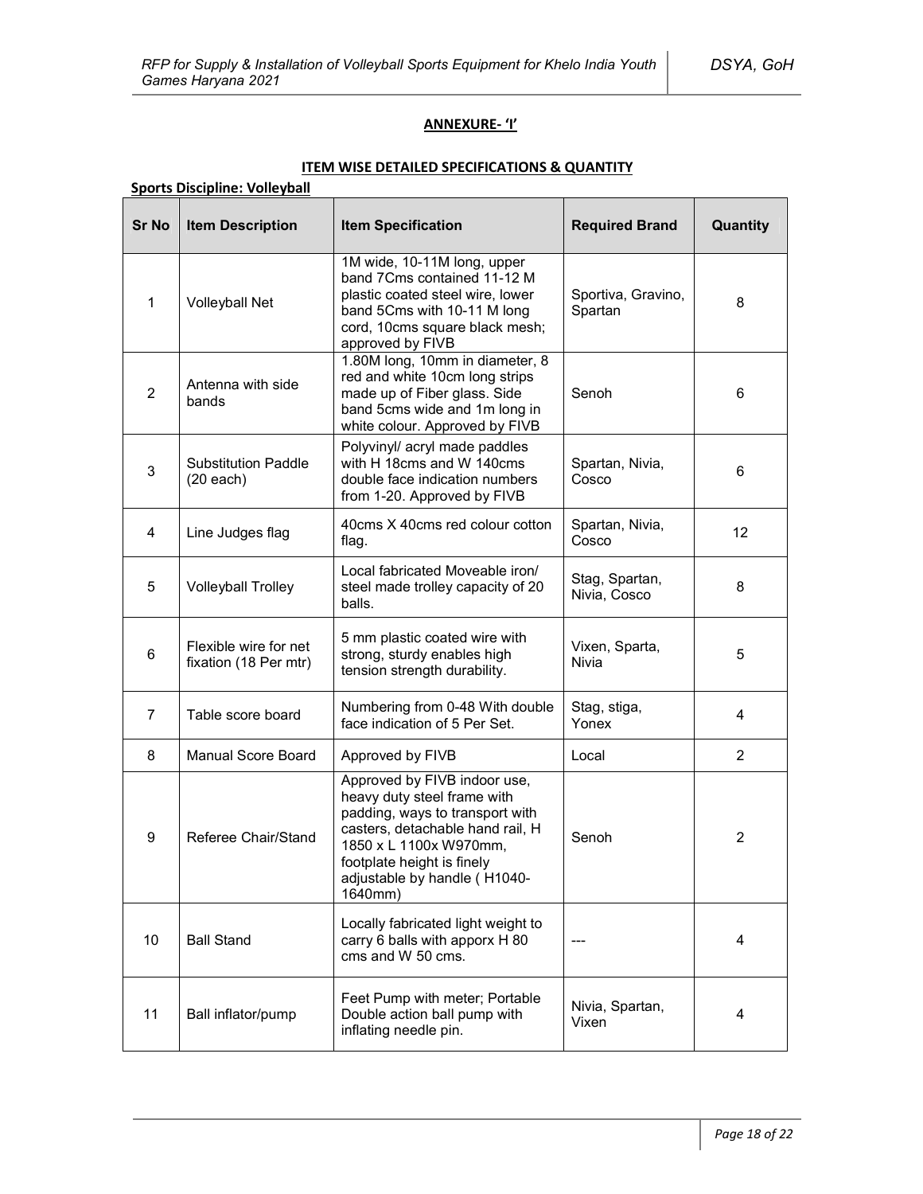## ANNEXURE- 'I'

### ITEM WISE DETAILED SPECIFICATIONS & QUANTITY

**Sports Discipline: Volleyball**

| Sr No | Item Description | Item Specification | Required Brand | Quantity |
|---|---|---|---|---|
| 1 | Volleyball Net | 1M wide, 10-11M long, upper band 7Cms contained 11-12 M plastic coated steel wire, lower band 5Cms with 10-11 M long cord, 10cms square black mesh; approved by FIVB | Sportiva, Gravino, Spartan | 8 |
| 2 | Antenna with side bands | 1.80M long, 10mm in diameter, 8 red and white 10cm long strips made up of Fiber glass. Side band 5cms wide and 1m long in white colour. Approved by FIVB | Senoh | 6 |
| 3 | Substitution Paddle (20 each) | Polyvinyl/ acryl made paddles with H 18cms and W 140cms double face indication numbers from 1-20. Approved by FIVB | Spartan, Nivia, Cosco | 6 |
| 4 | Line Judges flag | 40cms X 40cms red colour cotton flag. | Spartan, Nivia, Cosco | 12 |
| 5 | Volleyball Trolley | Local fabricated Moveable iron/ steel made trolley capacity of 20 balls. | Stag, Spartan, Nivia, Cosco | 8 |
| 6 | Flexible wire for net fixation (18 Per mtr) | 5 mm plastic coated wire with strong, sturdy enables high tension strength durability. | Vixen, Sparta, Nivia | 5 |
| 7 | Table score board | Numbering from 0-48 With double face indication of 5 Per Set. | Stag, stiga, Yonex | 4 |
| 8 | Manual Score Board | Approved by FIVB | Local | 2 |
| 9 | Referee Chair/Stand | Approved by FIVB indoor use, heavy duty steel frame with padding, ways to transport with casters, detachable hand rail, H 1850 x L 1100x W970mm, footplate height is finely adjustable by handle ( H1040-1640mm) | Senoh | 2 |
| 10 | Ball Stand | Locally fabricated light weight to carry 6 balls with apporx H 80 cms and W 50 cms. | --- | 4 |
| 11 | Ball inflator/pump | Feet Pump with meter; Portable Double action ball pump with inflating needle pin. | Nivia, Spartan, Vixen | 4 |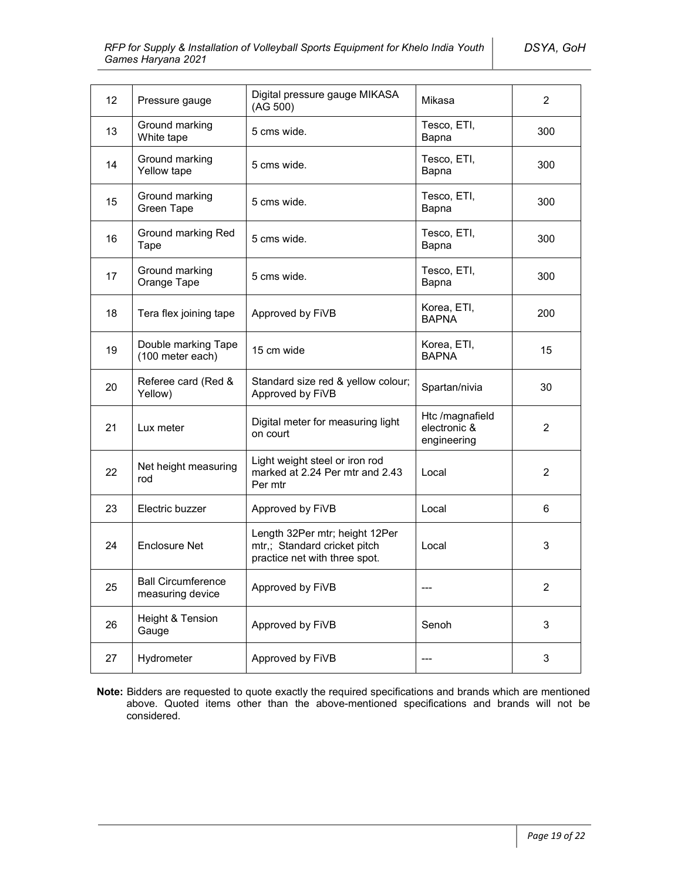| 12 | Pressure gauge | Digital pressure gauge MIKASA (AG 500) | Mikasa | 2 |
|---|---|---|---|---|
| 13 | Ground marking White tape | 5 cms wide. | Tesco, ETI, Bapna | 300 |
| 14 | Ground marking Yellow tape | 5 cms wide. | Tesco, ETI, Bapna | 300 |
| 15 | Ground marking Green Tape | 5 cms wide. | Tesco, ETI, Bapna | 300 |
| 16 | Ground marking Red Tape | 5 cms wide. | Tesco, ETI, Bapna | 300 |
| 17 | Ground marking Orange Tape | 5 cms wide. | Tesco, ETI, Bapna | 300 |
| 18 | Tera flex joining tape | Approved by FiVB | Korea, ETI, BAPNA | 200 |
| 19 | Double marking Tape (100 meter each) | 15 cm wide | Korea, ETI, BAPNA | 15 |
| 20 | Referee card (Red & Yellow) | Standard size red & yellow colour; Approved by FiVB | Spartan/nivia | 30 |
| 21 | Lux meter | Digital meter for measuring light on court | Htc /magnafield electronic & engineering | 2 |
| 22 | Net height measuring rod | Light weight steel or iron rod marked at 2.24 Per mtr and 2.43 Per mtr | Local | 2 |
| 23 | Electric buzzer | Approved by FiVB | Local | 6 |
| 24 | Enclosure Net | Length 32Per mtr; height 12Per mtr,; Standard cricket pitch practice net with three spot. | Local | 3 |
| 25 | Ball Circumference measuring device | Approved by FiVB | --- | 2 |
| 26 | Height & Tension Gauge | Approved by FiVB | Senoh | 3 |
| 27 | Hydrometer | Approved by FiVB | --- | 3 |

**Note:** Bidders are requested to quote exactly the required specifications and brands which are mentioned above. Quoted items other than the above-mentioned specifications and brands will not be considered.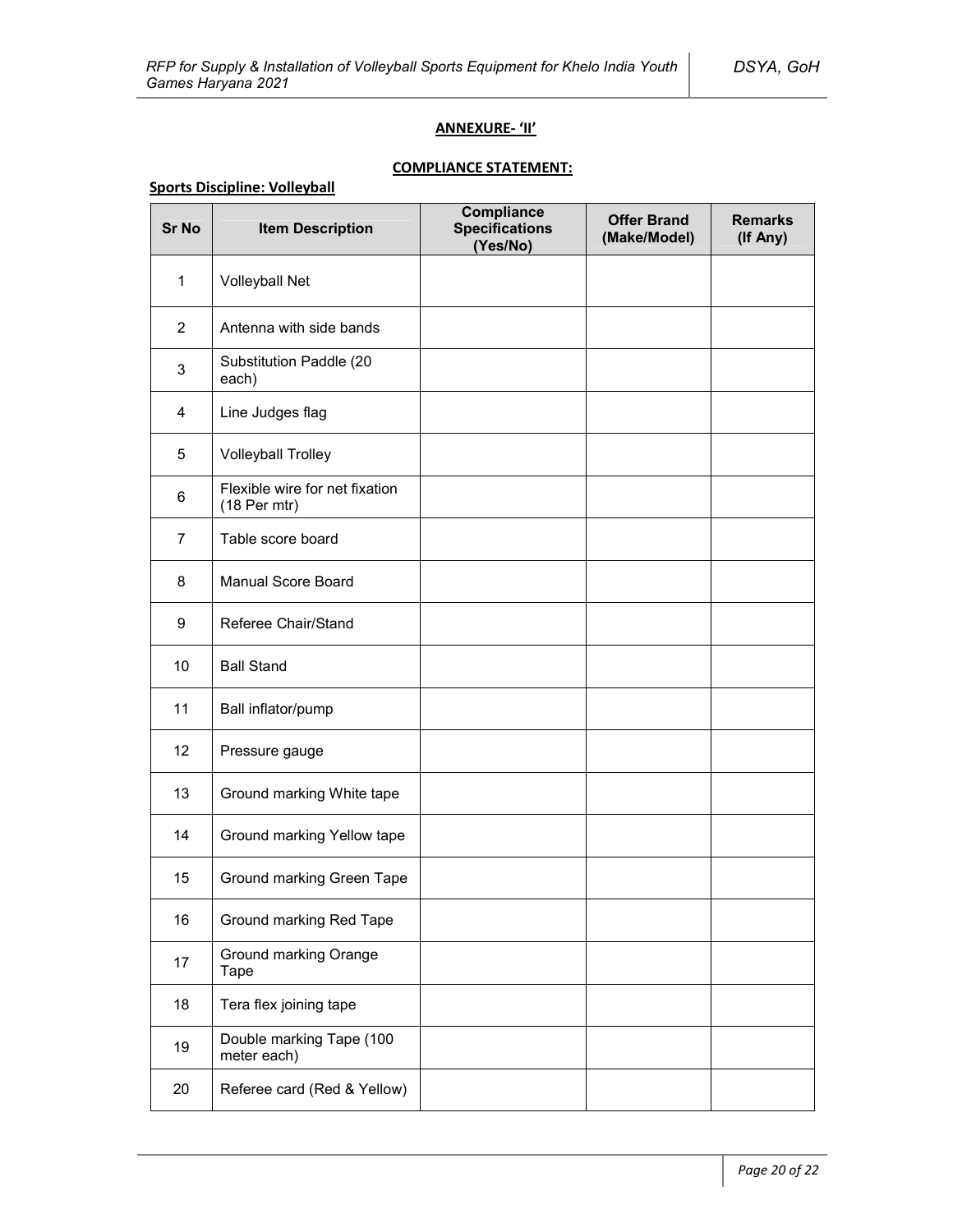**ANNEXURE- 'II'**

**COMPLIANCE STATEMENT:**

**Sports Discipline: Volleyball**

| Sr No | Item Description | Compliance Specifications (Yes/No) | Offer Brand (Make/Model) | Remarks (If Any) |
|---|---|---|---|---|
| 1 | Volleyball Net | | | |
| 2 | Antenna with side bands | | | |
| 3 | Substitution Paddle (20 each) | | | |
| 4 | Line Judges flag | | | |
| 5 | Volleyball Trolley | | | |
| 6 | Flexible wire for net fixation (18 Per mtr) | | | |
| 7 | Table score board | | | |
| 8 | Manual Score Board | | | |
| 9 | Referee Chair/Stand | | | |
| 10 | Ball Stand | | | |
| 11 | Ball inflator/pump | | | |
| 12 | Pressure gauge | | | |
| 13 | Ground marking White tape | | | |
| 14 | Ground marking Yellow tape | | | |
| 15 | Ground marking Green Tape | | | |
| 16 | Ground marking Red Tape | | | |
| 17 | Ground marking Orange Tape | | | |
| 18 | Tera flex joining tape | | | |
| 19 | Double marking Tape (100 meter each) | | | |
| 20 | Referee card (Red & Yellow) | | | |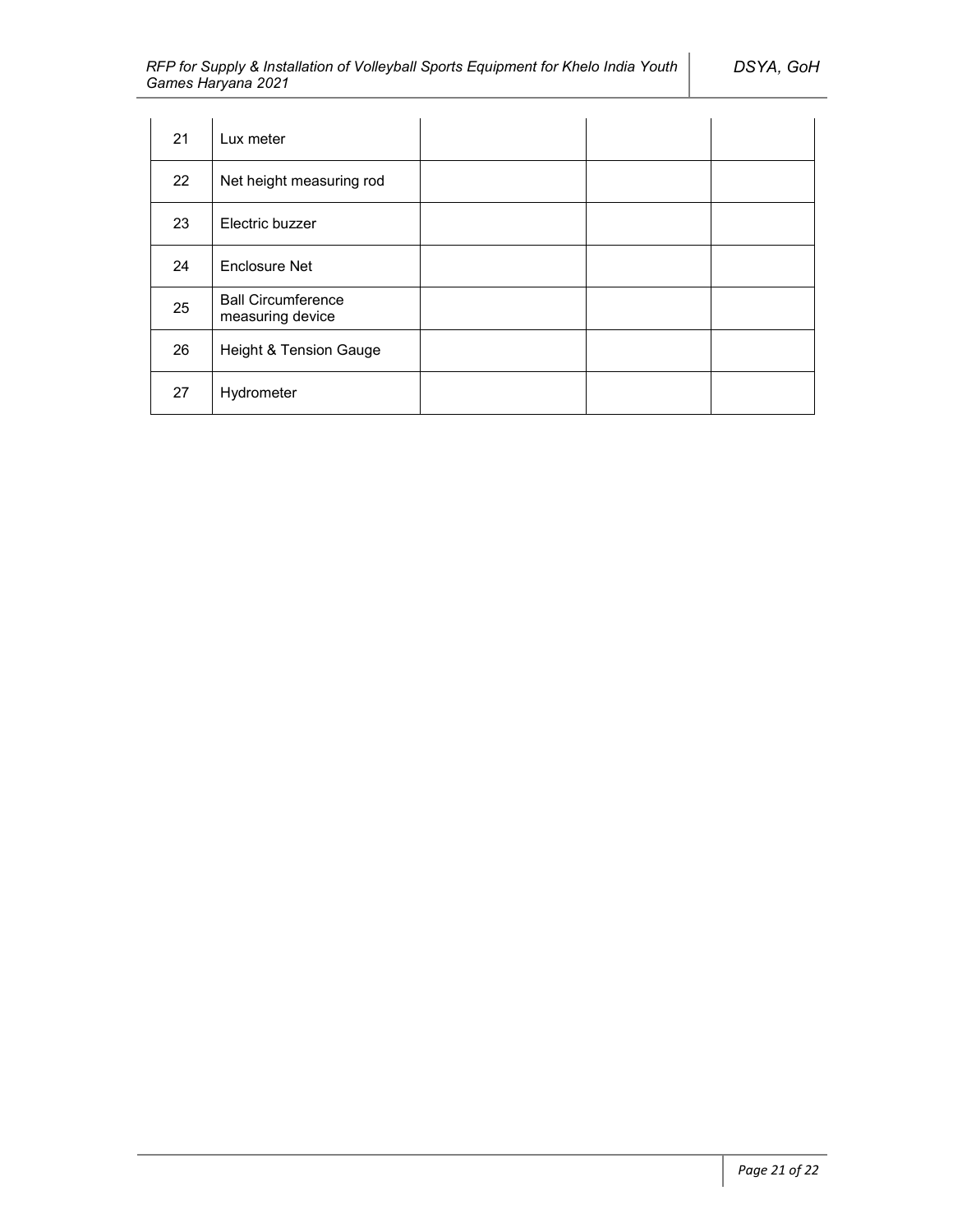| | | | | |
|---|---|---|---|---|
| 21 | Lux meter | | | |
| 22 | Net height measuring rod | | | |
| 23 | Electric buzzer | | | |
| 24 | Enclosure Net | | | |
| 25 | Ball Circumference measuring device | | | |
| 26 | Height & Tension Gauge | | | |
| 27 | Hydrometer | | | |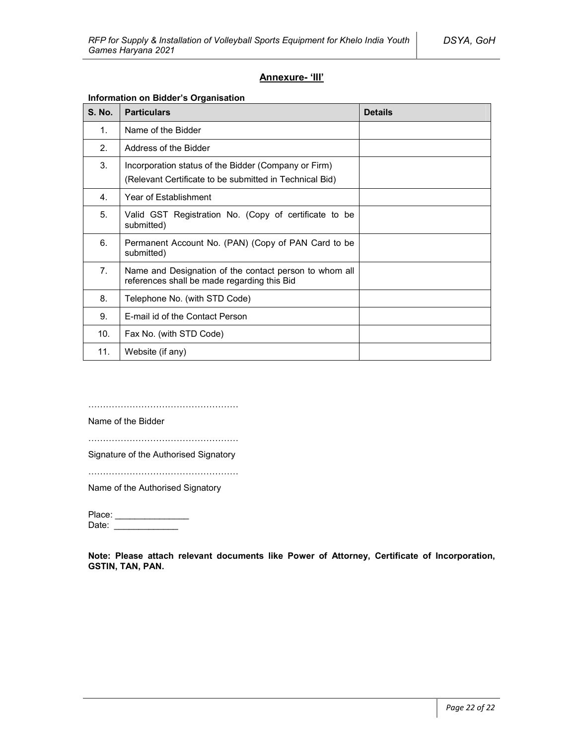## Annexure- 'III'

**Information on Bidder's Organisation**

| S. No. | Particulars | Details |
|---|---|---|
| 1. | Name of the Bidder | |
| 2. | Address of the Bidder | |
| 3. | Incorporation status of the Bidder (Company or Firm)<br>(Relevant Certificate to be submitted in Technical Bid) | |
| 4. | Year of Establishment | |
| 5. | Valid GST Registration No. (Copy of certificate to be submitted) | |
| 6. | Permanent Account No. (PAN) (Copy of PAN Card to be submitted) | |
| 7. | Name and Designation of the contact person to whom all references shall be made regarding this Bid | |
| 8. | Telephone No. (with STD Code) | |
| 9. | E-mail id of the Contact Person | |
| 10. | Fax No. (with STD Code) | |
| 11. | Website (if any) | |

……………………………………………

Name of the Bidder

……………………………………………

Signature of the Authorised Signatory

……………………………………………

Name of the Authorised Signatory

Place: _______________

Date: _____________

**Note: Please attach relevant documents like Power of Attorney, Certificate of Incorporation, GSTIN, TAN, PAN.**